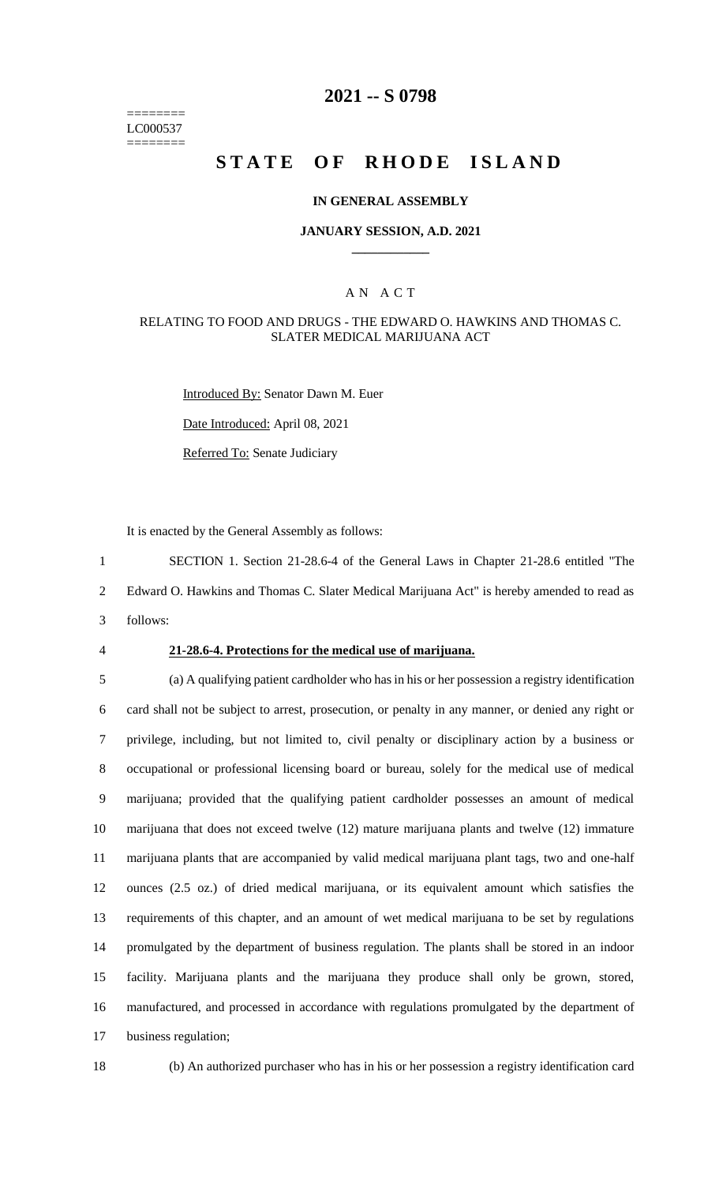========
LC000537
========

# 2021 -- S 0798

# STATE OF RHODE ISLAND

## IN GENERAL ASSEMBLY

### JANUARY SESSION, A.D. 2021

## A N A C T

### RELATING TO FOOD AND DRUGS - THE EDWARD O. HAWKINS AND THOMAS C. SLATER MEDICAL MARIJUANA ACT

Introduced By: Senator Dawn M. Euer

Date Introduced: April 08, 2021

Referred To: Senate Judiciary

It is enacted by the General Assembly as follows:

SECTION 1. Section 21-28.6-4 of the General Laws in Chapter 21-28.6 entitled "The Edward O. Hawkins and Thomas C. Slater Medical Marijuana Act" is hereby amended to read as follows:

**21-28.6-4. Protections for the medical use of marijuana.**

(a) A qualifying patient cardholder who has in his or her possession a registry identification card shall not be subject to arrest, prosecution, or penalty in any manner, or denied any right or privilege, including, but not limited to, civil penalty or disciplinary action by a business or occupational or professional licensing board or bureau, solely for the medical use of medical marijuana; provided that the qualifying patient cardholder possesses an amount of medical marijuana that does not exceed twelve (12) mature marijuana plants and twelve (12) immature marijuana plants that are accompanied by valid medical marijuana plant tags, two and one-half ounces (2.5 oz.) of dried medical marijuana, or its equivalent amount which satisfies the requirements of this chapter, and an amount of wet medical marijuana to be set by regulations promulgated by the department of business regulation. The plants shall be stored in an indoor facility. Marijuana plants and the marijuana they produce shall only be grown, stored, manufactured, and processed in accordance with regulations promulgated by the department of business regulation;

(b) An authorized purchaser who has in his or her possession a registry identification card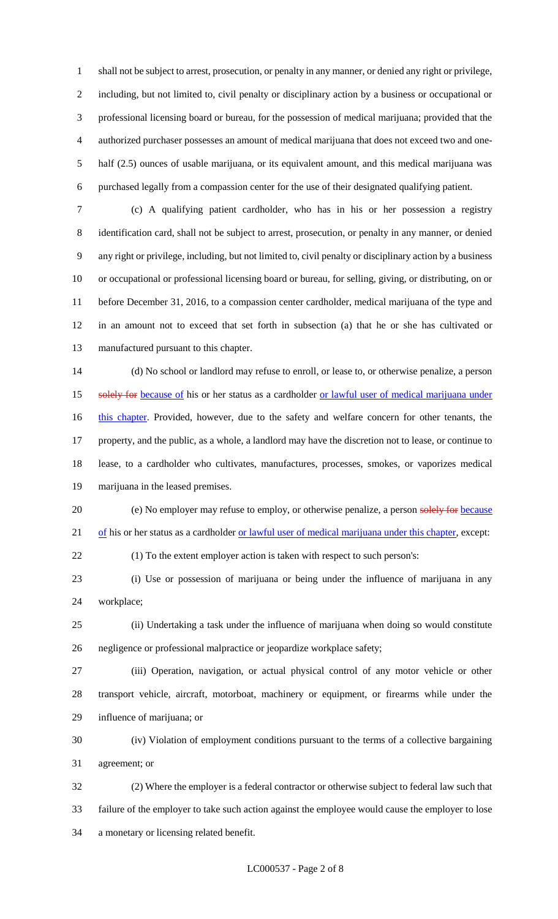shall not be subject to arrest, prosecution, or penalty in any manner, or denied any right or privilege, including, but not limited to, civil penalty or disciplinary action by a business or occupational or professional licensing board or bureau, for the possession of medical marijuana; provided that the authorized purchaser possesses an amount of medical marijuana that does not exceed two and one-half (2.5) ounces of usable marijuana, or its equivalent amount, and this medical marijuana was purchased legally from a compassion center for the use of their designated qualifying patient.

(c) A qualifying patient cardholder, who has in his or her possession a registry identification card, shall not be subject to arrest, prosecution, or penalty in any manner, or denied any right or privilege, including, but not limited to, civil penalty or disciplinary action by a business or occupational or professional licensing board or bureau, for selling, giving, or distributing, on or before December 31, 2016, to a compassion center cardholder, medical marijuana of the type and in an amount not to exceed that set forth in subsection (a) that he or she has cultivated or manufactured pursuant to this chapter.

(d) No school or landlord may refuse to enroll, or lease to, or otherwise penalize, a person ~~solely for~~ <u>because of</u> his or her status as a cardholder <u>or lawful user of medical marijuana under this chapter</u>. Provided, however, due to the safety and welfare concern for other tenants, the property, and the public, as a whole, a landlord may have the discretion not to lease, or continue to lease, to a cardholder who cultivates, manufactures, processes, smokes, or vaporizes medical marijuana in the leased premises.

(e) No employer may refuse to employ, or otherwise penalize, a person ~~solely for~~ <u>because of</u> his or her status as a cardholder <u>or lawful user of medical marijuana under this chapter</u>, except:

(1) To the extent employer action is taken with respect to such person's:

(i) Use or possession of marijuana or being under the influence of marijuana in any workplace;

(ii) Undertaking a task under the influence of marijuana when doing so would constitute negligence or professional malpractice or jeopardize workplace safety;

(iii) Operation, navigation, or actual physical control of any motor vehicle or other transport vehicle, aircraft, motorboat, machinery or equipment, or firearms while under the influence of marijuana; or

(iv) Violation of employment conditions pursuant to the terms of a collective bargaining agreement; or

(2) Where the employer is a federal contractor or otherwise subject to federal law such that failure of the employer to take such action against the employee would cause the employer to lose a monetary or licensing related benefit.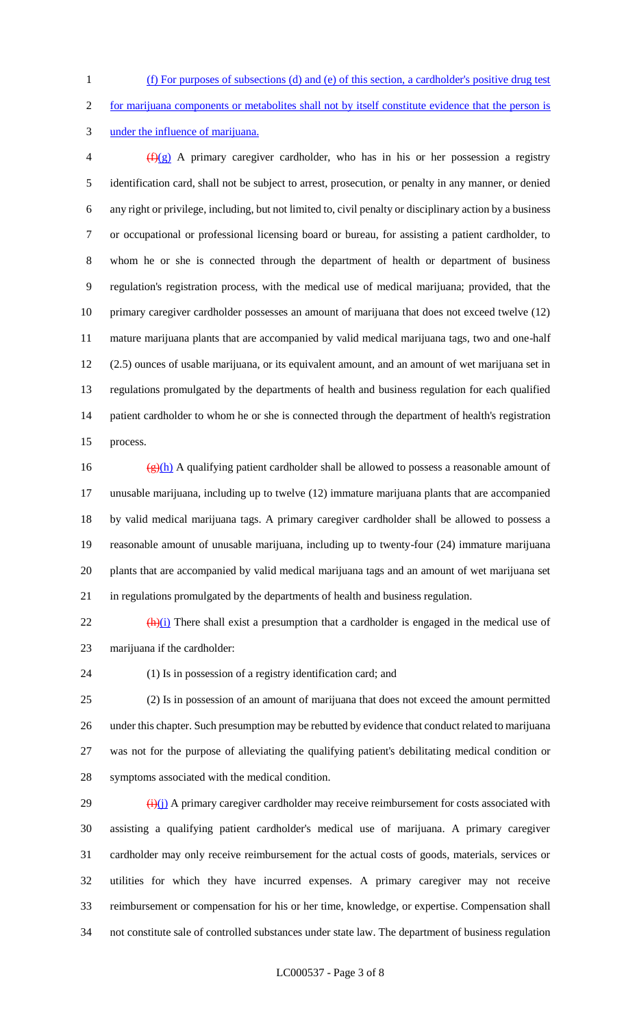(f) For purposes of subsections (d) and (e) of this section, a cardholder's positive drug test for marijuana components or metabolites shall not by itself constitute evidence that the person is under the influence of marijuana.

~~(f)~~(g) A primary caregiver cardholder, who has in his or her possession a registry identification card, shall not be subject to arrest, prosecution, or penalty in any manner, or denied any right or privilege, including, but not limited to, civil penalty or disciplinary action by a business or occupational or professional licensing board or bureau, for assisting a patient cardholder, to whom he or she is connected through the department of health or department of business regulation's registration process, with the medical use of medical marijuana; provided, that the primary caregiver cardholder possesses an amount of marijuana that does not exceed twelve (12) mature marijuana plants that are accompanied by valid medical marijuana tags, two and one-half (2.5) ounces of usable marijuana, or its equivalent amount, and an amount of wet marijuana set in regulations promulgated by the departments of health and business regulation for each qualified patient cardholder to whom he or she is connected through the department of health's registration process.

~~(g)~~(h) A qualifying patient cardholder shall be allowed to possess a reasonable amount of unusable marijuana, including up to twelve (12) immature marijuana plants that are accompanied by valid medical marijuana tags. A primary caregiver cardholder shall be allowed to possess a reasonable amount of unusable marijuana, including up to twenty-four (24) immature marijuana plants that are accompanied by valid medical marijuana tags and an amount of wet marijuana set in regulations promulgated by the departments of health and business regulation.

~~(h)~~(i) There shall exist a presumption that a cardholder is engaged in the medical use of marijuana if the cardholder:

(1) Is in possession of a registry identification card; and

(2) Is in possession of an amount of marijuana that does not exceed the amount permitted under this chapter. Such presumption may be rebutted by evidence that conduct related to marijuana was not for the purpose of alleviating the qualifying patient's debilitating medical condition or symptoms associated with the medical condition.

~~(i)~~(j) A primary caregiver cardholder may receive reimbursement for costs associated with assisting a qualifying patient cardholder's medical use of marijuana. A primary caregiver cardholder may only receive reimbursement for the actual costs of goods, materials, services or utilities for which they have incurred expenses. A primary caregiver may not receive reimbursement or compensation for his or her time, knowledge, or expertise. Compensation shall not constitute sale of controlled substances under state law. The department of business regulation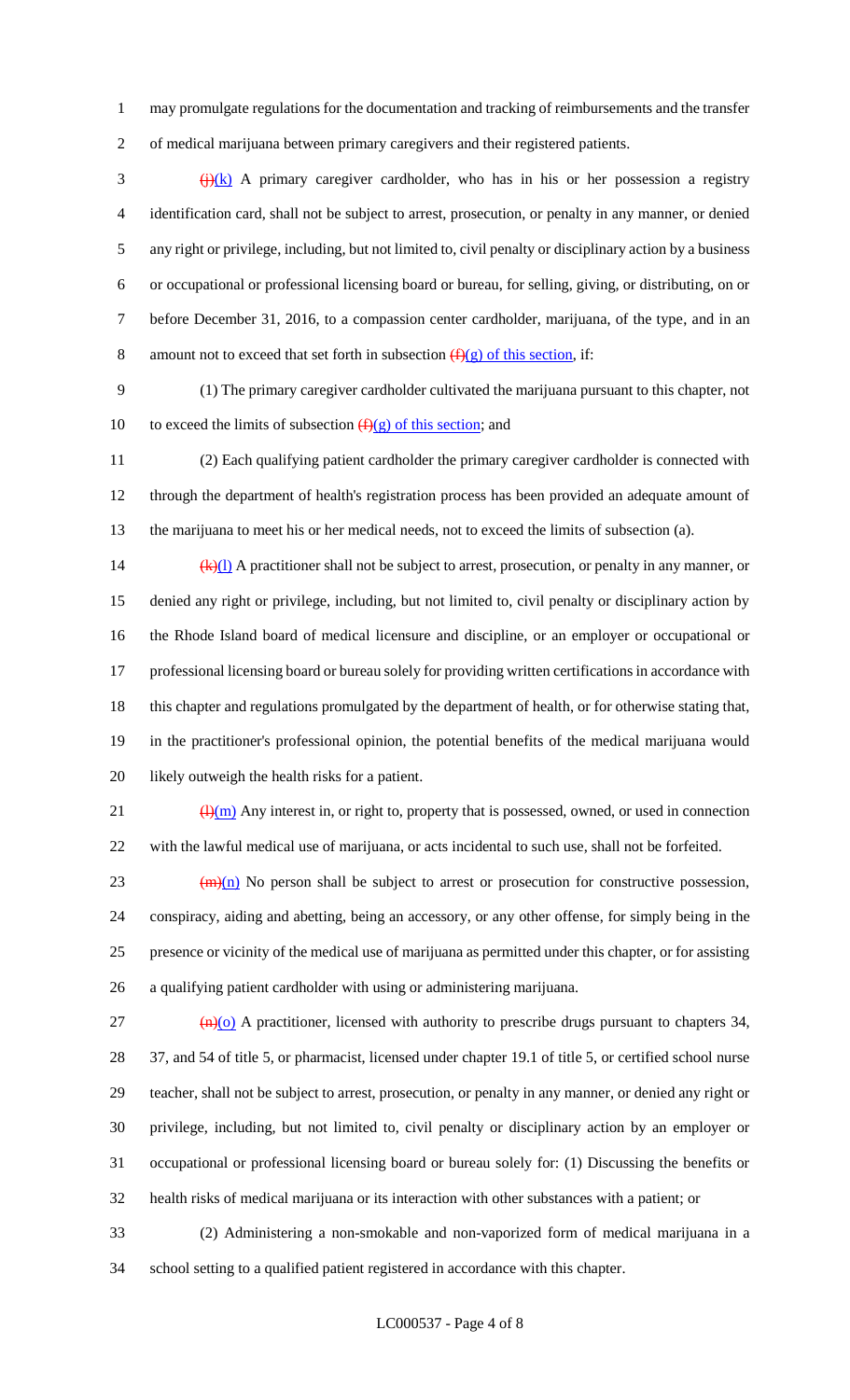may promulgate regulations for the documentation and tracking of reimbursements and the transfer of medical marijuana between primary caregivers and their registered patients.

(j)(k) A primary caregiver cardholder, who has in his or her possession a registry identification card, shall not be subject to arrest, prosecution, or penalty in any manner, or denied any right or privilege, including, but not limited to, civil penalty or disciplinary action by a business or occupational or professional licensing board or bureau, for selling, giving, or distributing, on or before December 31, 2016, to a compassion center cardholder, marijuana, of the type, and in an amount not to exceed that set forth in subsection (f)(g) of this section, if:

(1) The primary caregiver cardholder cultivated the marijuana pursuant to this chapter, not to exceed the limits of subsection (f)(g) of this section; and

(2) Each qualifying patient cardholder the primary caregiver cardholder is connected with through the department of health's registration process has been provided an adequate amount of the marijuana to meet his or her medical needs, not to exceed the limits of subsection (a).

(k)(l) A practitioner shall not be subject to arrest, prosecution, or penalty in any manner, or denied any right or privilege, including, but not limited to, civil penalty or disciplinary action by the Rhode Island board of medical licensure and discipline, or an employer or occupational or professional licensing board or bureau solely for providing written certifications in accordance with this chapter and regulations promulgated by the department of health, or for otherwise stating that, in the practitioner's professional opinion, the potential benefits of the medical marijuana would likely outweigh the health risks for a patient.

(l)(m) Any interest in, or right to, property that is possessed, owned, or used in connection with the lawful medical use of marijuana, or acts incidental to such use, shall not be forfeited.

(m)(n) No person shall be subject to arrest or prosecution for constructive possession, conspiracy, aiding and abetting, being an accessory, or any other offense, for simply being in the presence or vicinity of the medical use of marijuana as permitted under this chapter, or for assisting a qualifying patient cardholder with using or administering marijuana.

(n)(o) A practitioner, licensed with authority to prescribe drugs pursuant to chapters 34, 37, and 54 of title 5, or pharmacist, licensed under chapter 19.1 of title 5, or certified school nurse teacher, shall not be subject to arrest, prosecution, or penalty in any manner, or denied any right or privilege, including, but not limited to, civil penalty or disciplinary action by an employer or occupational or professional licensing board or bureau solely for: (1) Discussing the benefits or health risks of medical marijuana or its interaction with other substances with a patient; or

(2) Administering a non-smokable and non-vaporized form of medical marijuana in a school setting to a qualified patient registered in accordance with this chapter.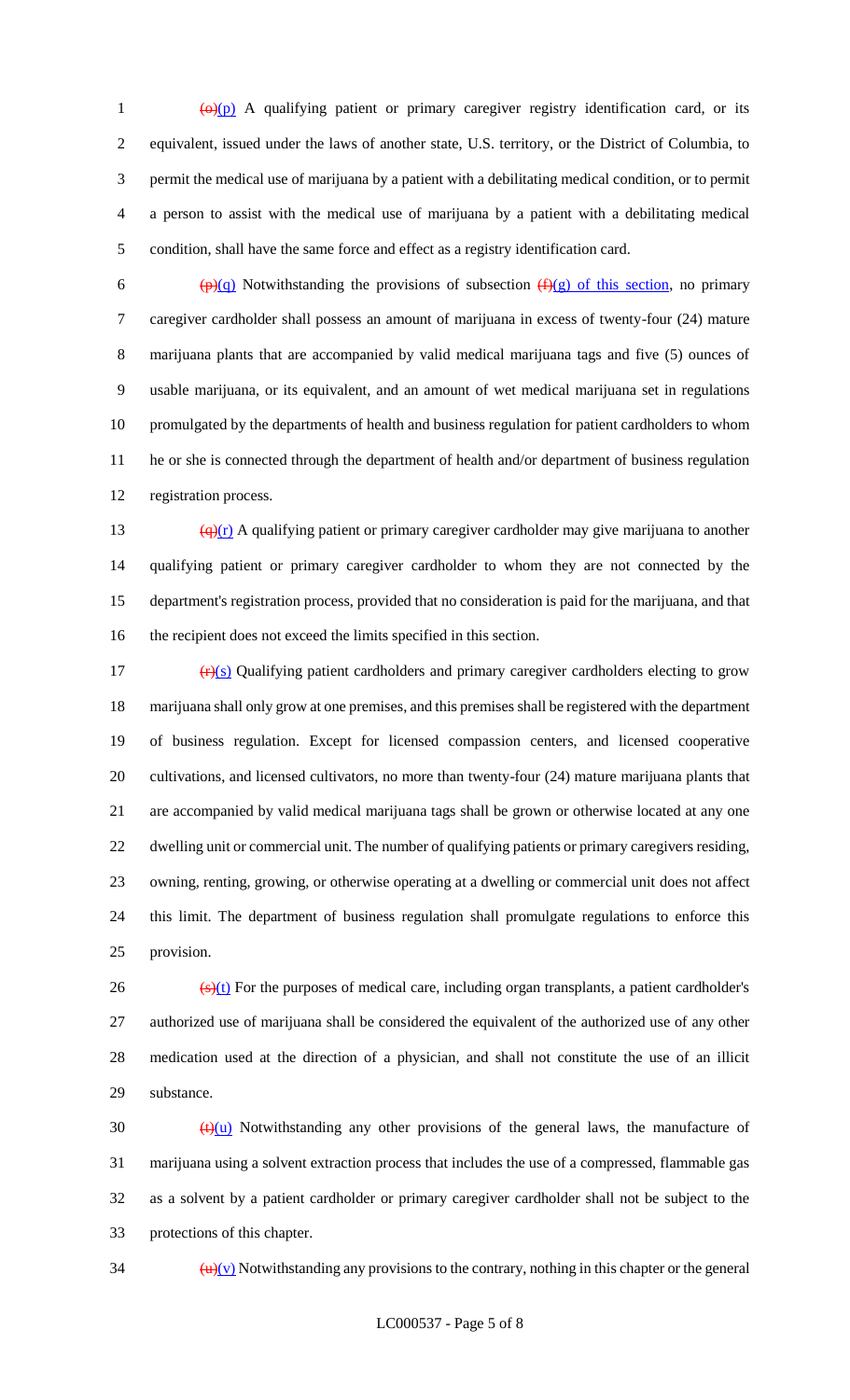~~(o)~~(p) A qualifying patient or primary caregiver registry identification card, or its equivalent, issued under the laws of another state, U.S. territory, or the District of Columbia, to permit the medical use of marijuana by a patient with a debilitating medical condition, or to permit a person to assist with the medical use of marijuana by a patient with a debilitating medical condition, shall have the same force and effect as a registry identification card.

~~(p)~~(q) Notwithstanding the provisions of subsection ~~(f)~~(g) of this section, no primary caregiver cardholder shall possess an amount of marijuana in excess of twenty-four (24) mature marijuana plants that are accompanied by valid medical marijuana tags and five (5) ounces of usable marijuana, or its equivalent, and an amount of wet medical marijuana set in regulations promulgated by the departments of health and business regulation for patient cardholders to whom he or she is connected through the department of health and/or department of business regulation registration process.

~~(q)~~(r) A qualifying patient or primary caregiver cardholder may give marijuana to another qualifying patient or primary caregiver cardholder to whom they are not connected by the department's registration process, provided that no consideration is paid for the marijuana, and that the recipient does not exceed the limits specified in this section.

~~(r)~~(s) Qualifying patient cardholders and primary caregiver cardholders electing to grow marijuana shall only grow at one premises, and this premises shall be registered with the department of business regulation. Except for licensed compassion centers, and licensed cooperative cultivations, and licensed cultivators, no more than twenty-four (24) mature marijuana plants that are accompanied by valid medical marijuana tags shall be grown or otherwise located at any one dwelling unit or commercial unit. The number of qualifying patients or primary caregivers residing, owning, renting, growing, or otherwise operating at a dwelling or commercial unit does not affect this limit. The department of business regulation shall promulgate regulations to enforce this provision.

~~(s)~~(t) For the purposes of medical care, including organ transplants, a patient cardholder's authorized use of marijuana shall be considered the equivalent of the authorized use of any other medication used at the direction of a physician, and shall not constitute the use of an illicit substance.

~~(t)~~(u) Notwithstanding any other provisions of the general laws, the manufacture of marijuana using a solvent extraction process that includes the use of a compressed, flammable gas as a solvent by a patient cardholder or primary caregiver cardholder shall not be subject to the protections of this chapter.

~~(u)~~(v) Notwithstanding any provisions to the contrary, nothing in this chapter or the general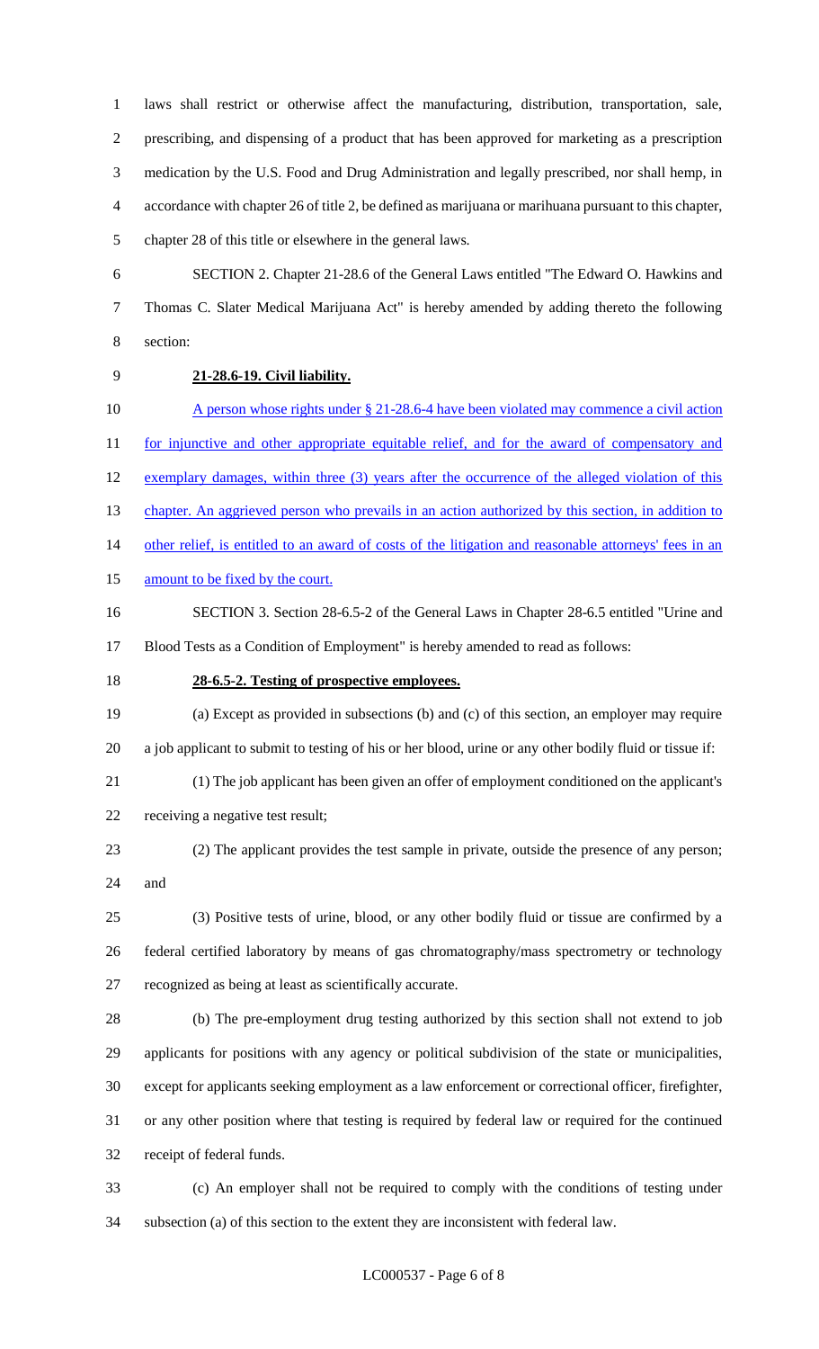laws shall restrict or otherwise affect the manufacturing, distribution, transportation, sale, prescribing, and dispensing of a product that has been approved for marketing as a prescription medication by the U.S. Food and Drug Administration and legally prescribed, nor shall hemp, in accordance with chapter 26 of title 2, be defined as marijuana or marihuana pursuant to this chapter, chapter 28 of this title or elsewhere in the general laws.

SECTION 2. Chapter 21-28.6 of the General Laws entitled "The Edward O. Hawkins and Thomas C. Slater Medical Marijuana Act" is hereby amended by adding thereto the following section:

**21-28.6-19. Civil liability.**

A person whose rights under § 21-28.6-4 have been violated may commence a civil action for injunctive and other appropriate equitable relief, and for the award of compensatory and exemplary damages, within three (3) years after the occurrence of the alleged violation of this chapter. An aggrieved person who prevails in an action authorized by this section, in addition to other relief, is entitled to an award of costs of the litigation and reasonable attorneys' fees in an amount to be fixed by the court.

SECTION 3. Section 28-6.5-2 of the General Laws in Chapter 28-6.5 entitled "Urine and Blood Tests as a Condition of Employment" is hereby amended to read as follows:

**28-6.5-2. Testing of prospective employees.**

(a) Except as provided in subsections (b) and (c) of this section, an employer may require a job applicant to submit to testing of his or her blood, urine or any other bodily fluid or tissue if:

(1) The job applicant has been given an offer of employment conditioned on the applicant's receiving a negative test result;

(2) The applicant provides the test sample in private, outside the presence of any person; and

(3) Positive tests of urine, blood, or any other bodily fluid or tissue are confirmed by a federal certified laboratory by means of gas chromatography/mass spectrometry or technology recognized as being at least as scientifically accurate.

(b) The pre-employment drug testing authorized by this section shall not extend to job applicants for positions with any agency or political subdivision of the state or municipalities, except for applicants seeking employment as a law enforcement or correctional officer, firefighter, or any other position where that testing is required by federal law or required for the continued receipt of federal funds.

(c) An employer shall not be required to comply with the conditions of testing under subsection (a) of this section to the extent they are inconsistent with federal law.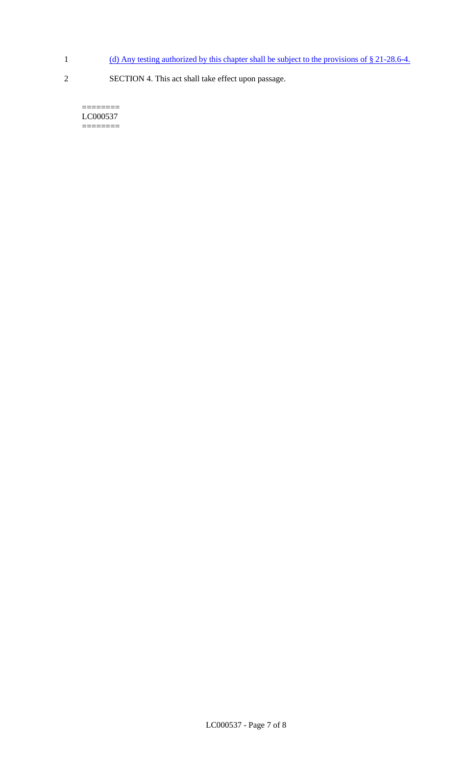(d) Any testing authorized by this chapter shall be subject to the provisions of § 21-28.6-4.

SECTION 4. This act shall take effect upon passage.

========
LC000537
========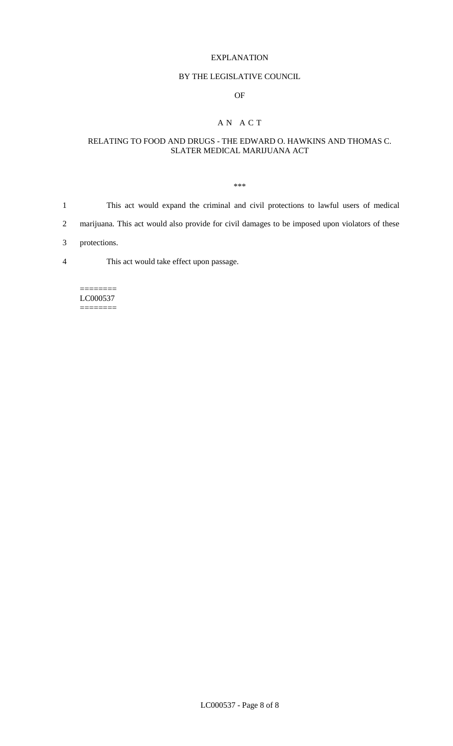EXPLANATION

BY THE LEGISLATIVE COUNCIL

OF

A N A C T

RELATING TO FOOD AND DRUGS - THE EDWARD O. HAWKINS AND THOMAS C. SLATER MEDICAL MARIJUANA ACT

\*\*\*

1 This act would expand the criminal and civil protections to lawful users of medical
2 marijuana. This act would also provide for civil damages to be imposed upon violators of these
3 protections.

4 This act would take effect upon passage.

========
LC000537
========